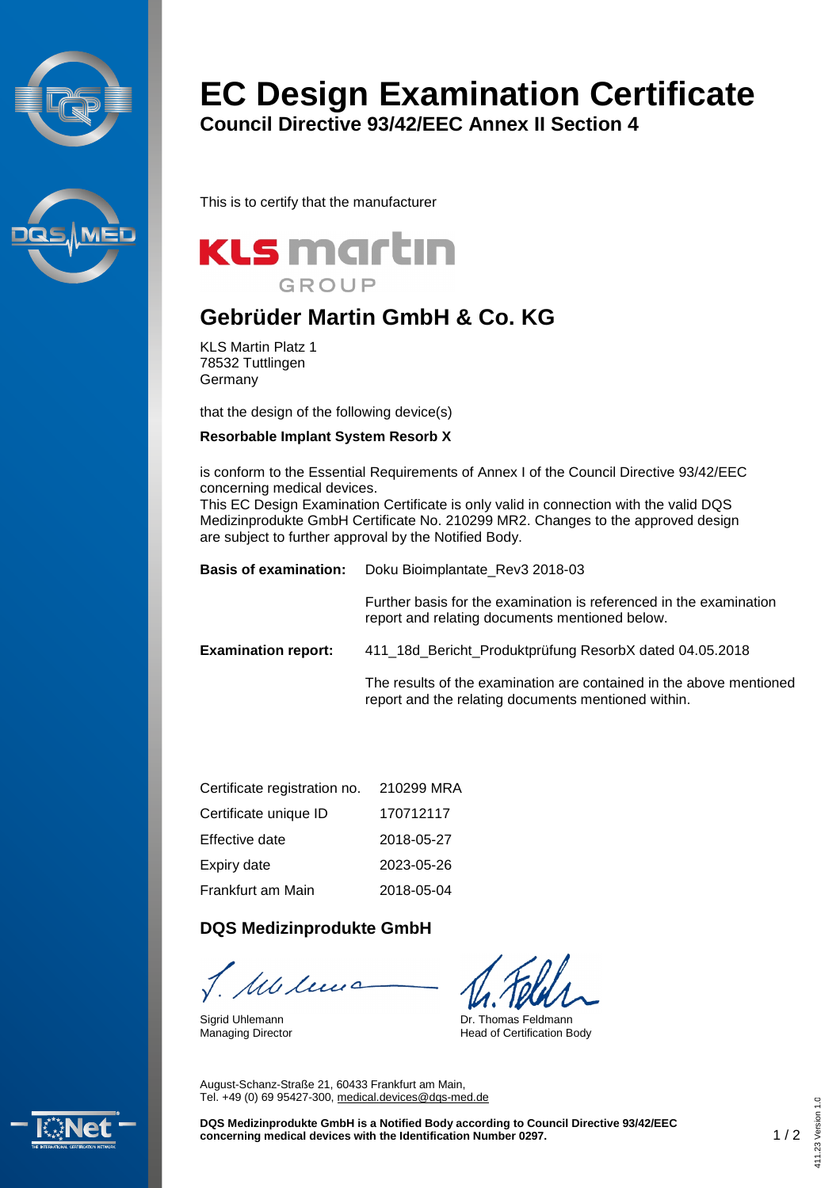# EC Design Examination Certificate

## Council Directive 93/42/EEC Annex II Section 4

This is to certify that the manufacturer

KLS martin GROUP

## Gebrüder Martin GmbH & Co. KG

KLS Martin Platz 1
78532 Tuttlingen
Germany

that the design of the following device(s)

**Resorbable Implant System Resorb X**

is conform to the Essential Requirements of Annex I of the Council Directive 93/42/EEC concerning medical devices.
This EC Design Examination Certificate is only valid in connection with the valid DQS Medizinprodukte GmbH Certificate No. 210299 MR2. Changes to the approved design are subject to further approval by the Notified Body.

**Basis of examination:** Doku Bioimplantate_Rev3 2018-03

Further basis for the examination is referenced in the examination report and relating documents mentioned below.

**Examination report:** 411_18d_Bericht_Produktprüfung ResorbX dated 04.05.2018

The results of the examination are contained in the above mentioned report and the relating documents mentioned within.

| | |
|---|---|
| Certificate registration no. | 210299 MRA |
| Certificate unique ID | 170712117 |
| Effective date | 2018-05-27 |
| Expiry date | 2023-05-26 |
| Frankfurt am Main | 2018-05-04 |

### DQS Medizinprodukte GmbH

Sigrid Uhlemann
Managing Director

Dr. Thomas Feldmann
Head of Certification Body

August-Schanz-Straße 21, 60433 Frankfurt am Main,
Tel. +49 (0) 69 95427-300, medical.devices@dqs-med.de

**DQS Medizinprodukte GmbH is a Notified Body according to Council Directive 93/42/EEC concerning medical devices with the Identification Number 0297.**

411.23 Version 1.0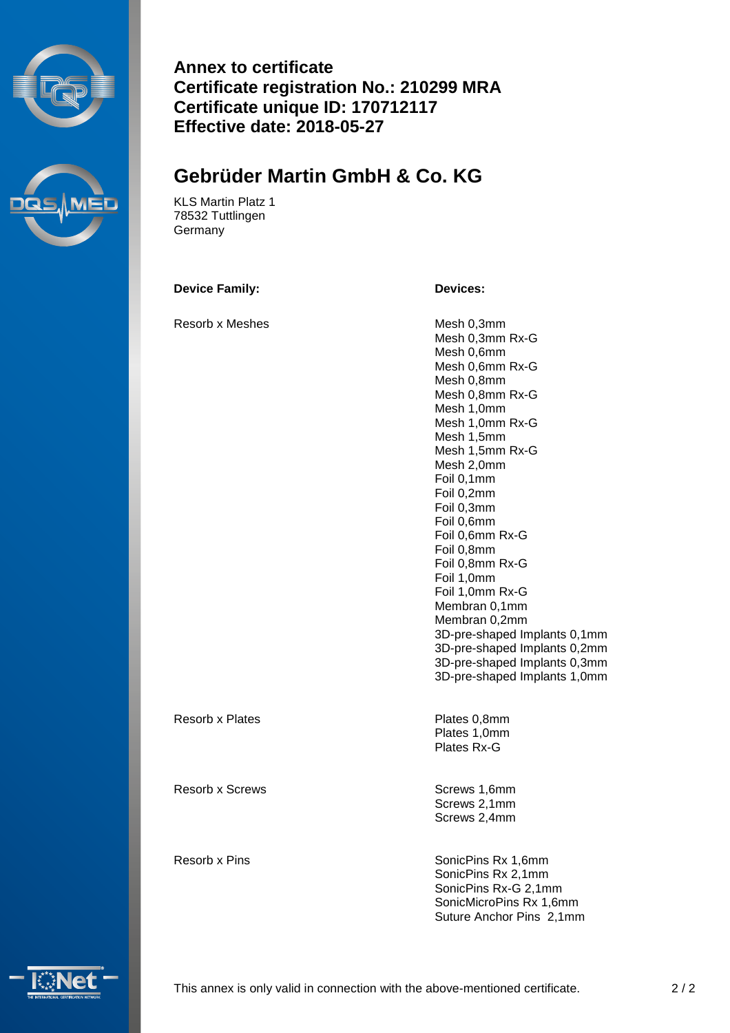**Annex to certificate**
**Certificate registration No.: 210299 MRA**
**Certificate unique ID: 170712117**
**Effective date: 2018-05-27**

## Gebrüder Martin GmbH & Co. KG

KLS Martin Platz 1
78532 Tuttlingen
Germany

| Device Family: | Devices: |
|---|---|
| Resorb x Meshes | Mesh 0,3mm<br>Mesh 0,3mm Rx-G<br>Mesh 0,6mm<br>Mesh 0,6mm Rx-G<br>Mesh 0,8mm<br>Mesh 0,8mm Rx-G<br>Mesh 1,0mm<br>Mesh 1,0mm Rx-G<br>Mesh 1,5mm<br>Mesh 1,5mm Rx-G<br>Mesh 2,0mm<br>Foil 0,1mm<br>Foil 0,2mm<br>Foil 0,3mm<br>Foil 0,6mm<br>Foil 0,6mm Rx-G<br>Foil 0,8mm<br>Foil 0,8mm Rx-G<br>Foil 1,0mm<br>Foil 1,0mm Rx-G<br>Membran 0,1mm<br>Membran 0,2mm<br>3D-pre-shaped Implants 0,1mm<br>3D-pre-shaped Implants 0,2mm<br>3D-pre-shaped Implants 0,3mm<br>3D-pre-shaped Implants 1,0mm |
| Resorb x Plates | Plates 0,8mm<br>Plates 1,0mm<br>Plates Rx-G |
| Resorb x Screws | Screws 1,6mm<br>Screws 2,1mm<br>Screws 2,4mm |
| Resorb x Pins | SonicPins Rx 1,6mm<br>SonicPins Rx 2,1mm<br>SonicPins Rx-G 2,1mm<br>SonicMicroPins Rx 1,6mm<br>Suture Anchor Pins 2,1mm |

This annex is only valid in connection with the above-mentioned certificate.